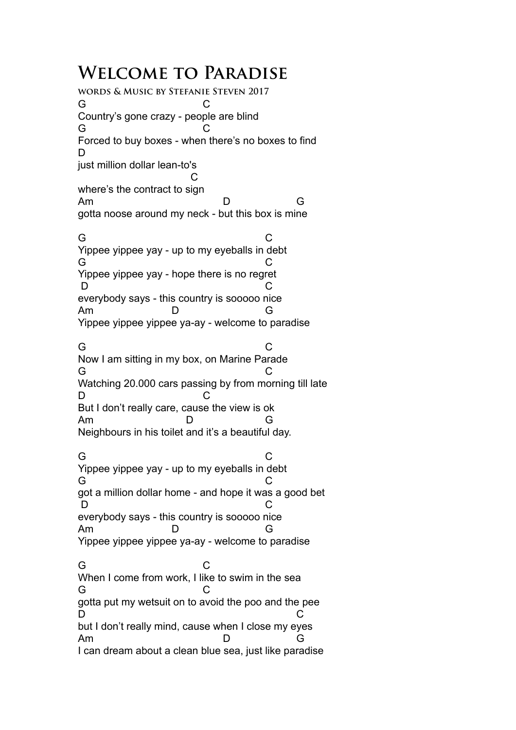# Welcome to Paradise

**Words & Music by Stefanie Steven 2017**

```
G                         C
Country's gone crazy - people are blind
G                         C
Forced to buy boxes - when there's no boxes to find
D
just million dollar lean-to's
                          C
where's the contract to sign
Am                              D                G
gotta noose around my neck - but this box is mine

G                                             C
Yippee yippee yay - up to my eyeballs in debt
G                                             C
Yippee yippee yay - hope there is no regret
 D                                            C
everybody says - this country is sooooo nice
Am                    D                       G
Yippee yippee yippee ya-ay - welcome to paradise

G                                             C
Now I am sitting in my box, on Marine Parade
G                                             C
Watching 20.000 cars passing by from morning till late
D                          C
But I don't really care, cause the view is ok
Am                      D                     G
Neighbours in his toilet and it's a beautiful day.

G                                             C
Yippee yippee yay - up to my eyeballs in debt
G                                             C
got a million dollar home - and hope it was a good bet
 D                                            C
everybody says - this country is sooooo nice
Am                    D                       G
Yippee yippee yippee ya-ay - welcome to paradise

G                         C
When I come from work, I like to swim in the sea
G                         C
gotta put my wetsuit on to avoid the poo and the pee
D                                                     C
but I don't really mind, cause when I close my eyes
Am                              D                G
I can dream about a clean blue sea, just like paradise
```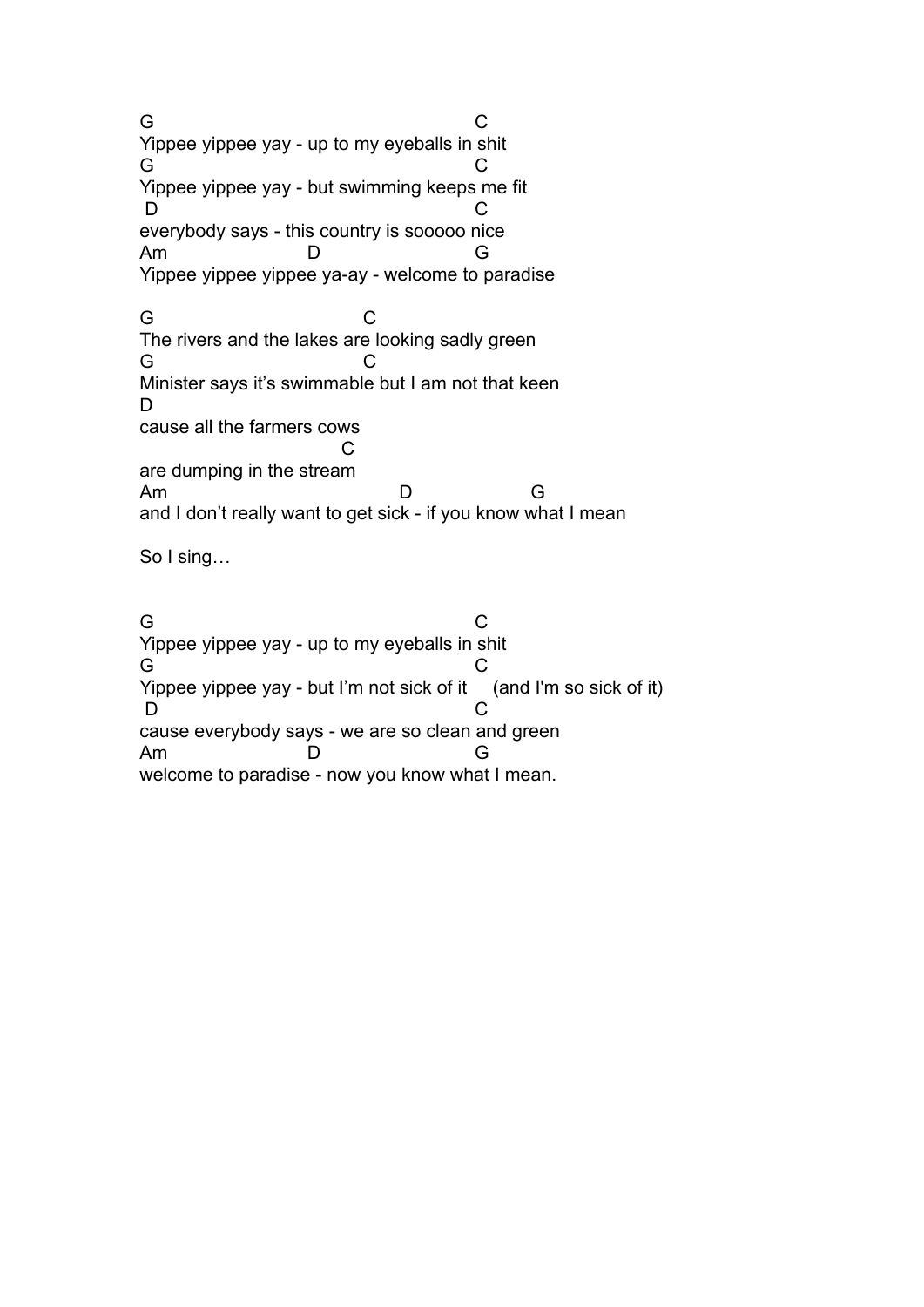```
G                                          C
Yippee yippee yay - up to my eyeballs in shit
G                                          C
Yippee yippee yay - but swimming keeps me fit
 D                                         C
everybody says - this country is sooooo nice
Am                    D                    G
Yippee yippee yippee ya-ay - welcome to paradise

G                            C
The rivers and the lakes are looking sadly green
G                            C
Minister says it's swimmable but I am not that keen
D
cause all the farmers cows
                             C
are dumping in the stream
Am                                   D                 G
and I don't really want to get sick - if you know what I mean

So I sing…


G                                          C
Yippee yippee yay - up to my eyeballs in shit
G                                          C
Yippee yippee yay - but I'm not sick of it     (and I'm so sick of it)
 D                                         C
cause everybody says - we are so clean and green
Am                    D                    G
welcome to paradise - now you know what I mean.
```